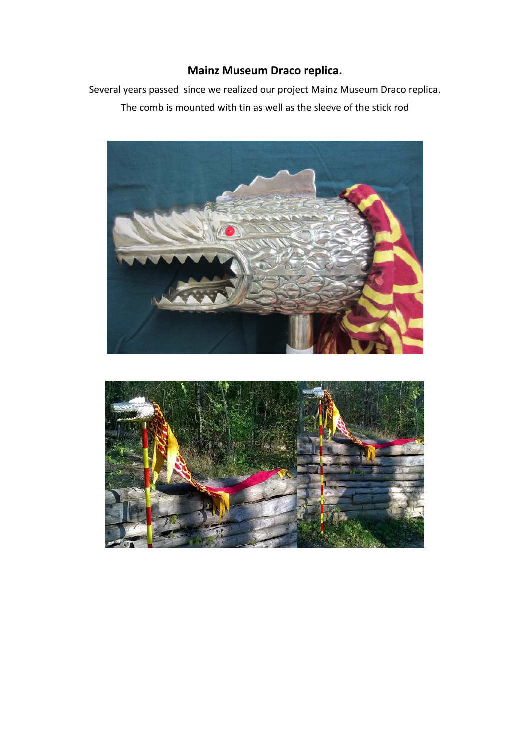# Mainz Museum Draco replica.

Several years passed  since we realized our project Mainz Museum Draco replica.

The comb is mounted with tin as well as the sleeve of the stick rod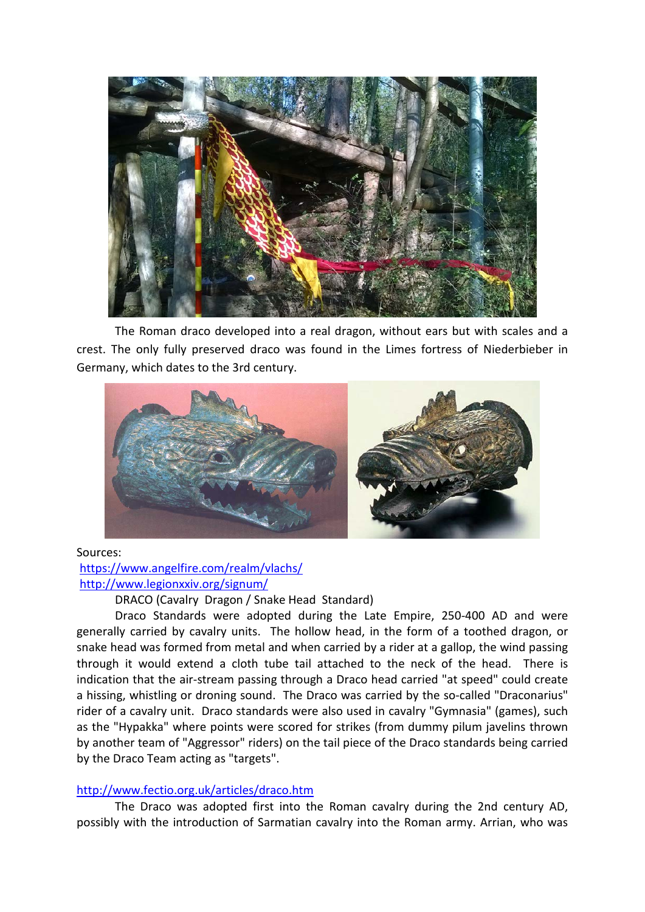The Roman draco developed into a real dragon, without ears but with scales and a crest. The only fully preserved draco was found in the Limes fortress of Niederbieber in Germany, which dates to the 3rd century.

Sources:
[https://www.angelfire.com/realm/vlachs/](https://www.angelfire.com/realm/vlachs/)
[http://www.legionxxiv.org/signum/](http://www.legionxxiv.org/signum/)

DRACO (Cavalry Dragon / Snake Head Standard)

Draco Standards were adopted during the Late Empire, 250-400 AD and were generally carried by cavalry units. The hollow head, in the form of a toothed dragon, or snake head was formed from metal and when carried by a rider at a gallop, the wind passing through it would extend a cloth tube tail attached to the neck of the head. There is indication that the air-stream passing through a Draco head carried "at speed" could create a hissing, whistling or droning sound. The Draco was carried by the so-called "Draconarius" rider of a cavalry unit. Draco standards were also used in cavalry "Gymnasia" (games), such as the "Hypakka" where points were scored for strikes (from dummy pilum javelins thrown by another team of "Aggressor" riders) on the tail piece of the Draco standards being carried by the Draco Team acting as "targets".

[http://www.fectio.org.uk/articles/draco.htm](http://www.fectio.org.uk/articles/draco.htm)

The Draco was adopted first into the Roman cavalry during the 2nd century AD, possibly with the introduction of Sarmatian cavalry into the Roman army. Arrian, who was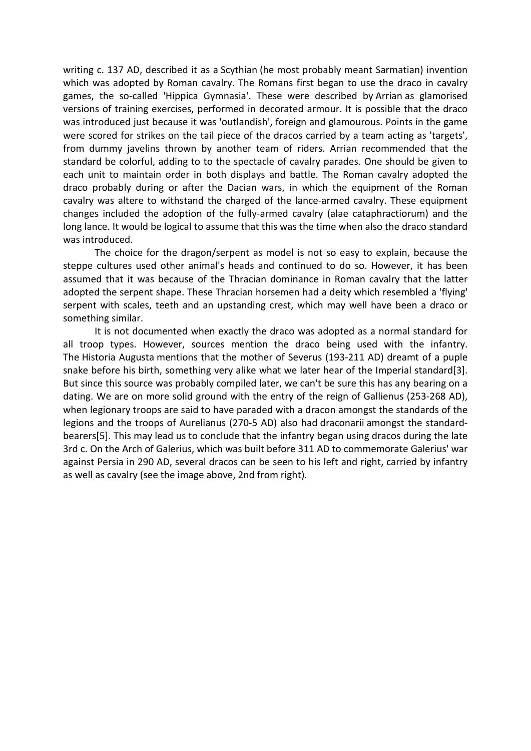writing c. 137 AD, described it as a Scythian (he most probably meant Sarmatian) invention which was adopted by Roman cavalry. The Romans first began to use the draco in cavalry games, the so-called 'Hippica Gymnasia'. These were described by Arrian as glamorised versions of training exercises, performed in decorated armour. It is possible that the draco was introduced just because it was 'outlandish', foreign and glamourous. Points in the game were scored for strikes on the tail piece of the dracos carried by a team acting as 'targets', from dummy javelins thrown by another team of riders. Arrian recommended that the standard be colorful, adding to to the spectacle of cavalry parades. One should be given to each unit to maintain order in both displays and battle. The Roman cavalry adopted the draco probably during or after the Dacian wars, in which the equipment of the Roman cavalry was altere to withstand the charged of the lance-armed cavalry. These equipment changes included the adoption of the fully-armed cavalry (alae cataphractiorum) and the long lance. It would be logical to assume that this was the time when also the draco standard was introduced.

The choice for the dragon/serpent as model is not so easy to explain, because the steppe cultures used other animal's heads and continued to do so. However, it has been assumed that it was because of the Thracian dominance in Roman cavalry that the latter adopted the serpent shape. These Thracian horsemen had a deity which resembled a 'flying' serpent with scales, teeth and an upstanding crest, which may well have been a draco or something similar.

It is not documented when exactly the draco was adopted as a normal standard for all troop types. However, sources mention the draco being used with the infantry. The Historia Augusta mentions that the mother of Severus (193-211 AD) dreamt of a puple snake before his birth, something very alike what we later hear of the Imperial standard[3]. But since this source was probably compiled later, we can't be sure this has any bearing on a dating. We are on more solid ground with the entry of the reign of Gallienus (253-268 AD), when legionary troops are said to have paraded with a dracon amongst the standards of the legions and the troops of Aurelianus (270-5 AD) also had draconarii amongst the standard-bearers[5]. This may lead us to conclude that the infantry began using dracos during the late 3rd c. On the Arch of Galerius, which was built before 311 AD to commemorate Galerius' war against Persia in 290 AD, several dracos can be seen to his left and right, carried by infantry as well as cavalry (see the image above, 2nd from right).